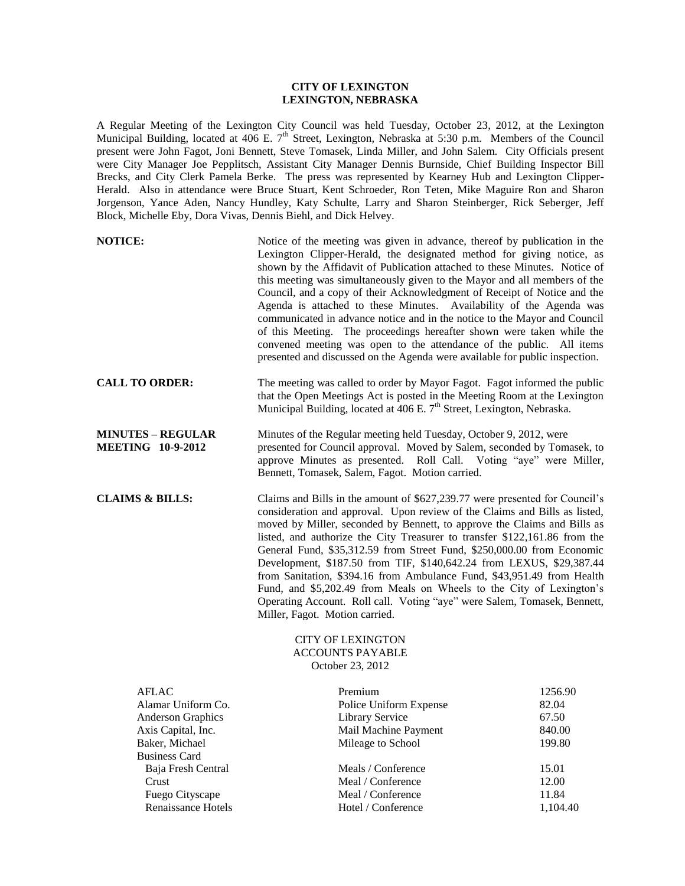# CITY OF LEXINGTON
## LEXINGTON, NEBRASKA

A Regular Meeting of the Lexington City Council was held Tuesday, October 23, 2012, at the Lexington Municipal Building, located at 406 E. 7th Street, Lexington, Nebraska at 5:30 p.m. Members of the Council present were John Fagot, Joni Bennett, Steve Tomasek, Linda Miller, and John Salem. City Officials present were City Manager Joe Pepplitsch, Assistant City Manager Dennis Burnside, Chief Building Inspector Bill Brecks, and City Clerk Pamela Berke. The press was represented by Kearney Hub and Lexington Clipper-Herald. Also in attendance were Bruce Stuart, Kent Schroeder, Ron Teten, Mike Maguire Ron and Sharon Jorgenson, Yance Aden, Nancy Hundley, Katy Schulte, Larry and Sharon Steinberger, Rick Seberger, Jeff Block, Michelle Eby, Dora Vivas, Dennis Biehl, and Dick Helvey.

**NOTICE:** Notice of the meeting was given in advance, thereof by publication in the Lexington Clipper-Herald, the designated method for giving notice, as shown by the Affidavit of Publication attached to these Minutes. Notice of this meeting was simultaneously given to the Mayor and all members of the Council, and a copy of their Acknowledgment of Receipt of Notice and the Agenda is attached to these Minutes. Availability of the Agenda was communicated in advance notice and in the notice to the Mayor and Council of this Meeting. The proceedings hereafter shown were taken while the convened meeting was open to the attendance of the public. All items presented and discussed on the Agenda were available for public inspection.

**CALL TO ORDER:** The meeting was called to order by Mayor Fagot. Fagot informed the public that the Open Meetings Act is posted in the Meeting Room at the Lexington Municipal Building, located at 406 E. 7th Street, Lexington, Nebraska.

**MINUTES – REGULAR MEETING 10-9-2012** Minutes of the Regular meeting held Tuesday, October 9, 2012, were presented for Council approval. Moved by Salem, seconded by Tomasek, to approve Minutes as presented. Roll Call. Voting "aye" were Miller, Bennett, Tomasek, Salem, Fagot. Motion carried.

**CLAIMS & BILLS:** Claims and Bills in the amount of $627,239.77 were presented for Council's consideration and approval. Upon review of the Claims and Bills as listed, moved by Miller, seconded by Bennett, to approve the Claims and Bills as listed, and authorize the City Treasurer to transfer $122,161.86 from the General Fund, $35,312.59 from Street Fund, $250,000.00 from Economic Development, $187.50 from TIF, $140,642.24 from LEXUS, $29,387.44 from Sanitation, $394.16 from Ambulance Fund, $43,951.49 from Health Fund, and $5,202.49 from Meals on Wheels to the City of Lexington's Operating Account. Roll call. Voting "aye" were Salem, Tomasek, Bennett, Miller, Fagot. Motion carried.

CITY OF LEXINGTON
ACCOUNTS PAYABLE
October 23, 2012

| | | |
|---|---|---|
| AFLAC | Premium | 1256.90 |
| Alamar Uniform Co. | Police Uniform Expense | 82.04 |
| Anderson Graphics | Library Service | 67.50 |
| Axis Capital, Inc. | Mail Machine Payment | 840.00 |
| Baker, Michael | Mileage to School | 199.80 |
| Business Card | | |
| Baja Fresh Central | Meals / Conference | 15.01 |
| Crust | Meal / Conference | 12.00 |
| Fuego Cityscape | Meal / Conference | 11.84 |
| Renaissance Hotels | Hotel / Conference | 1,104.40 |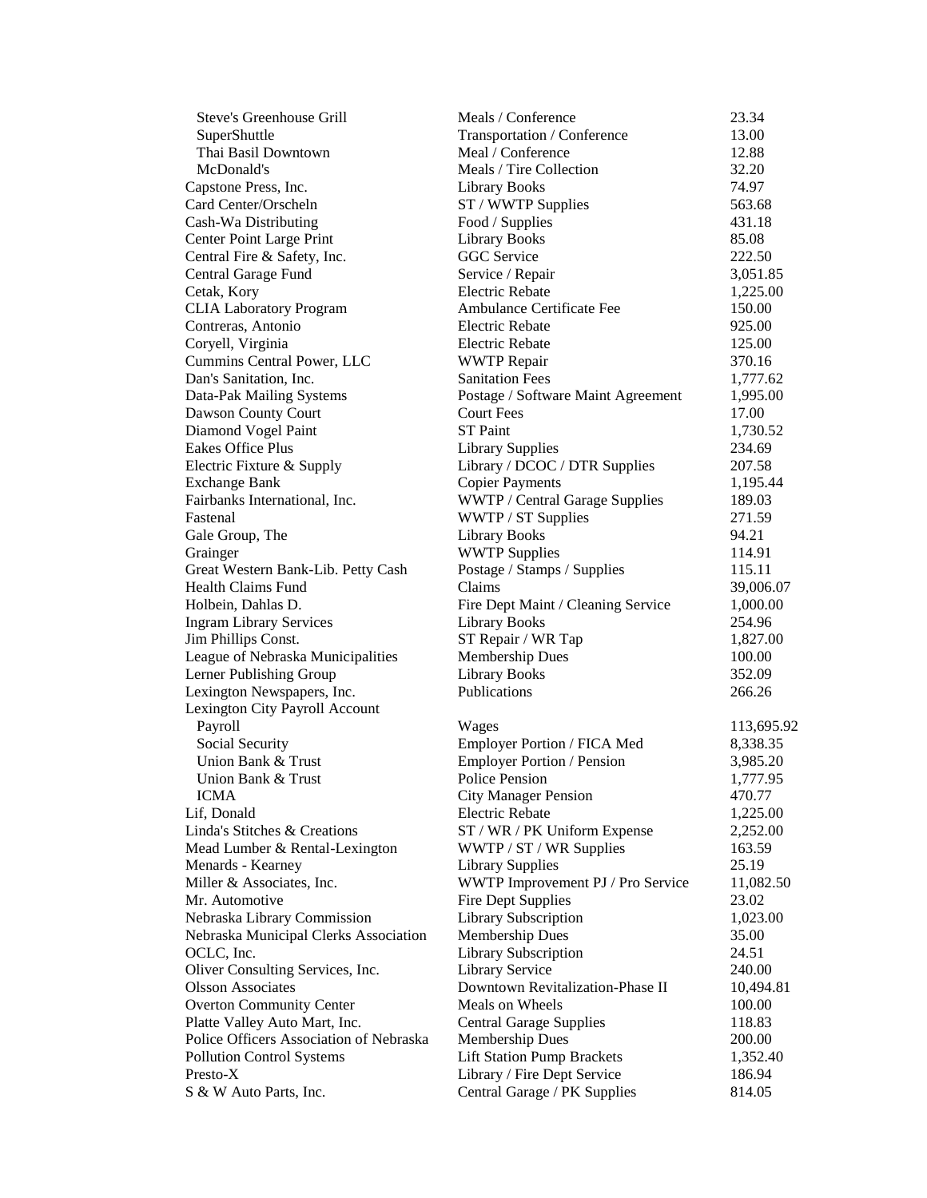| | | |
|---|---|---|
| Steve's Greenhouse Grill | Meals / Conference | 23.34 |
| SuperShuttle | Transportation / Conference | 13.00 |
| Thai Basil Downtown | Meal / Conference | 12.88 |
| McDonald's | Meals / Tire Collection | 32.20 |
| Capstone Press, Inc. | Library Books | 74.97 |
| Card Center/Orscheln | ST / WWTP Supplies | 563.68 |
| Cash-Wa Distributing | Food / Supplies | 431.18 |
| Center Point Large Print | Library Books | 85.08 |
| Central Fire & Safety, Inc. | GGC Service | 222.50 |
| Central Garage Fund | Service / Repair | 3,051.85 |
| Cetak, Kory | Electric Rebate | 1,225.00 |
| CLIA Laboratory Program | Ambulance Certificate Fee | 150.00 |
| Contreras, Antonio | Electric Rebate | 925.00 |
| Coryell, Virginia | Electric Rebate | 125.00 |
| Cummins Central Power, LLC | WWTP Repair | 370.16 |
| Dan's Sanitation, Inc. | Sanitation Fees | 1,777.62 |
| Data-Pak Mailing Systems | Postage / Software Maint Agreement | 1,995.00 |
| Dawson County Court | Court Fees | 17.00 |
| Diamond Vogel Paint | ST Paint | 1,730.52 |
| Eakes Office Plus | Library Supplies | 234.69 |
| Electric Fixture & Supply | Library / DCOC / DTR Supplies | 207.58 |
| Exchange Bank | Copier Payments | 1,195.44 |
| Fairbanks International, Inc. | WWTP / Central Garage Supplies | 189.03 |
| Fastenal | WWTP / ST Supplies | 271.59 |
| Gale Group, The | Library Books | 94.21 |
| Grainger | WWTP Supplies | 114.91 |
| Great Western Bank-Lib. Petty Cash | Postage / Stamps / Supplies | 115.11 |
| Health Claims Fund | Claims | 39,006.07 |
| Holbein, Dahlas D. | Fire Dept Maint / Cleaning Service | 1,000.00 |
| Ingram Library Services | Library Books | 254.96 |
| Jim Phillips Const. | ST Repair / WR Tap | 1,827.00 |
| League of Nebraska Municipalities | Membership Dues | 100.00 |
| Lerner Publishing Group | Library Books | 352.09 |
| Lexington Newspapers, Inc. | Publications | 266.26 |
| Lexington City Payroll Account | | |
| Payroll | Wages | 113,695.92 |
| Social Security | Employer Portion / FICA Med | 8,338.35 |
| Union Bank & Trust | Employer Portion / Pension | 3,985.20 |
| Union Bank & Trust | Police Pension | 1,777.95 |
| ICMA | City Manager Pension | 470.77 |
| Lif, Donald | Electric Rebate | 1,225.00 |
| Linda's Stitches & Creations | ST / WR / PK Uniform Expense | 2,252.00 |
| Mead Lumber & Rental-Lexington | WWTP / ST / WR Supplies | 163.59 |
| Menards - Kearney | Library Supplies | 25.19 |
| Miller & Associates, Inc. | WWTP Improvement PJ / Pro Service | 11,082.50 |
| Mr. Automotive | Fire Dept Supplies | 23.02 |
| Nebraska Library Commission | Library Subscription | 1,023.00 |
| Nebraska Municipal Clerks Association | Membership Dues | 35.00 |
| OCLC, Inc. | Library Subscription | 24.51 |
| Oliver Consulting Services, Inc. | Library Service | 240.00 |
| Olsson Associates | Downtown Revitalization-Phase II | 10,494.81 |
| Overton Community Center | Meals on Wheels | 100.00 |
| Platte Valley Auto Mart, Inc. | Central Garage Supplies | 118.83 |
| Police Officers Association of Nebraska | Membership Dues | 200.00 |
| Pollution Control Systems | Lift Station Pump Brackets | 1,352.40 |
| Presto-X | Library / Fire Dept Service | 186.94 |
| S & W Auto Parts, Inc. | Central Garage / PK Supplies | 814.05 |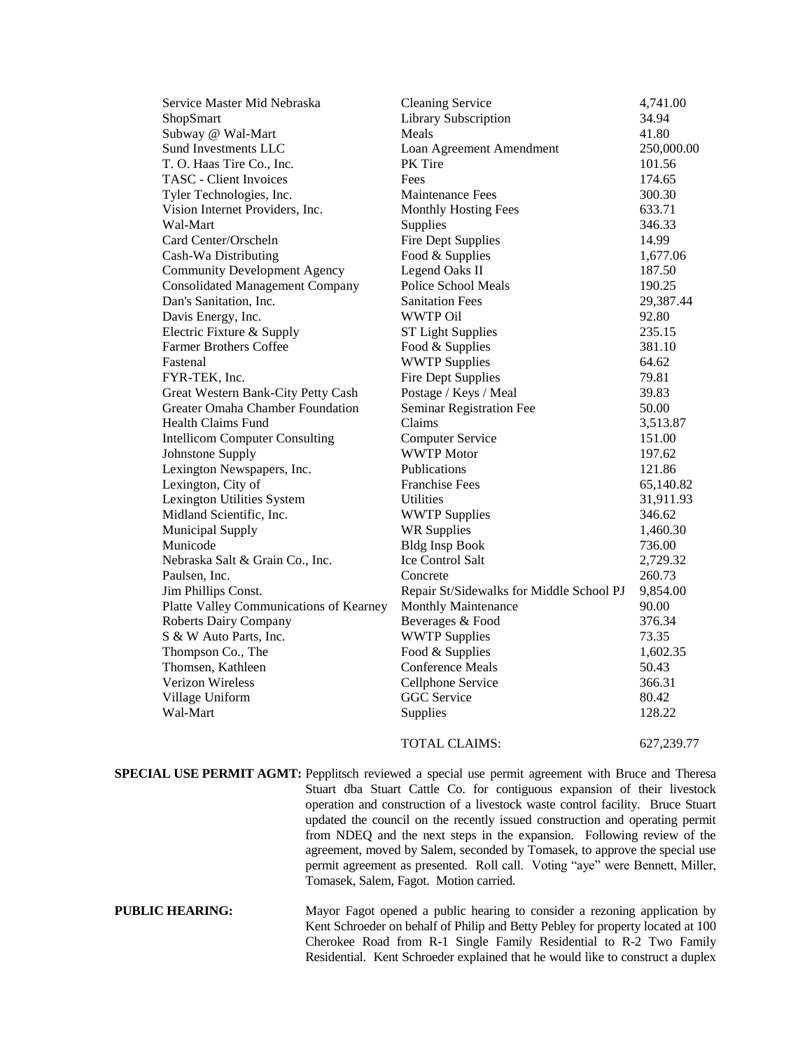| | | |
|---|---|---|
| Service Master Mid Nebraska | Cleaning Service | 4,741.00 |
| ShopSmart | Library Subscription | 34.94 |
| Subway @ Wal-Mart | Meals | 41.80 |
| Sund Investments LLC | Loan Agreement Amendment | 250,000.00 |
| T. O. Haas Tire Co., Inc. | PK Tire | 101.56 |
| TASC - Client Invoices | Fees | 174.65 |
| Tyler Technologies, Inc. | Maintenance Fees | 300.30 |
| Vision Internet Providers, Inc. | Monthly Hosting Fees | 633.71 |
| Wal-Mart | Supplies | 346.33 |
| Card Center/Orscheln | Fire Dept Supplies | 14.99 |
| Cash-Wa Distributing | Food & Supplies | 1,677.06 |
| Community Development Agency | Legend Oaks II | 187.50 |
| Consolidated Management Company | Police School Meals | 190.25 |
| Dan's Sanitation, Inc. | Sanitation Fees | 29,387.44 |
| Davis Energy, Inc. | WWTP Oil | 92.80 |
| Electric Fixture & Supply | ST Light Supplies | 235.15 |
| Farmer Brothers Coffee | Food & Supplies | 381.10 |
| Fastenal | WWTP Supplies | 64.62 |
| FYR-TEK, Inc. | Fire Dept Supplies | 79.81 |
| Great Western Bank-City Petty Cash | Postage / Keys / Meal | 39.83 |
| Greater Omaha Chamber Foundation | Seminar Registration Fee | 50.00 |
| Health Claims Fund | Claims | 3,513.87 |
| Intellicom Computer Consulting | Computer Service | 151.00 |
| Johnstone Supply | WWTP Motor | 197.62 |
| Lexington Newspapers, Inc. | Publications | 121.86 |
| Lexington, City of | Franchise Fees | 65,140.82 |
| Lexington Utilities System | Utilities | 31,911.93 |
| Midland Scientific, Inc. | WWTP Supplies | 346.62 |
| Municipal Supply | WR Supplies | 1,460.30 |
| Municode | Bldg Insp Book | 736.00 |
| Nebraska Salt & Grain Co., Inc. | Ice Control Salt | 2,729.32 |
| Paulsen, Inc. | Concrete | 260.73 |
| Jim Phillips Const. | Repair St/Sidewalks for Middle School PJ | 9,854.00 |
| Platte Valley Communications of Kearney | Monthly Maintenance | 90.00 |
| Roberts Dairy Company | Beverages & Food | 376.34 |
| S & W Auto Parts, Inc. | WWTP Supplies | 73.35 |
| Thompson Co., The | Food & Supplies | 1,602.35 |
| Thomsen, Kathleen | Conference Meals | 50.43 |
| Verizon Wireless | Cellphone Service | 366.31 |
| Village Uniform | GGC Service | 80.42 |
| Wal-Mart | Supplies | 128.22 |
| | TOTAL CLAIMS: | 627,239.77 |

**SPECIAL USE PERMIT AGMT:** Pepplitsch reviewed a special use permit agreement with Bruce and Theresa Stuart dba Stuart Cattle Co. for contiguous expansion of their livestock operation and construction of a livestock waste control facility. Bruce Stuart updated the council on the recently issued construction and operating permit from NDEQ and the next steps in the expansion. Following review of the agreement, moved by Salem, seconded by Tomasek, to approve the special use permit agreement as presented. Roll call. Voting "aye" were Bennett, Miller, Tomasek, Salem, Fagot. Motion carried.

**PUBLIC HEARING:** Mayor Fagot opened a public hearing to consider a rezoning application by Kent Schroeder on behalf of Philip and Betty Pebley for property located at 100 Cherokee Road from R-1 Single Family Residential to R-2 Two Family Residential. Kent Schroeder explained that he would like to construct a duplex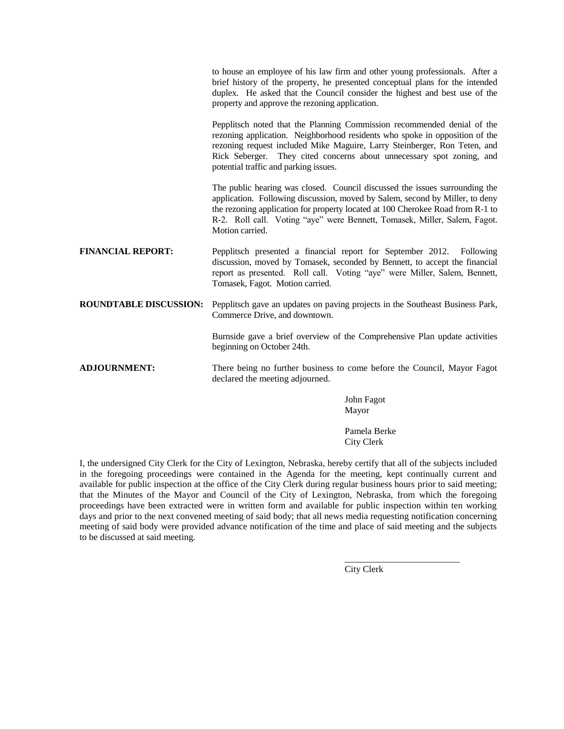to house an employee of his law firm and other young professionals. After a brief history of the property, he presented conceptual plans for the intended duplex. He asked that the Council consider the highest and best use of the property and approve the rezoning application.

Pepplitsch noted that the Planning Commission recommended denial of the rezoning application. Neighborhood residents who spoke in opposition of the rezoning request included Mike Maguire, Larry Steinberger, Ron Teten, and Rick Seberger. They cited concerns about unnecessary spot zoning, and potential traffic and parking issues.

The public hearing was closed. Council discussed the issues surrounding the application. Following discussion, moved by Salem, second by Miller, to deny the rezoning application for property located at 100 Cherokee Road from R-1 to R-2. Roll call. Voting "aye" were Bennett, Tomasek, Miller, Salem, Fagot. Motion carried.

**FINANCIAL REPORT:** Pepplitsch presented a financial report for September 2012. Following discussion, moved by Tomasek, seconded by Bennett, to accept the financial report as presented. Roll call. Voting "aye" were Miller, Salem, Bennett, Tomasek, Fagot. Motion carried.

**ROUNDTABLE DISCUSSION:** Pepplitsch gave an updates on paving projects in the Southeast Business Park, Commerce Drive, and downtown.

Burnside gave a brief overview of the Comprehensive Plan update activities beginning on October 24th.

**ADJOURNMENT:** There being no further business to come before the Council, Mayor Fagot declared the meeting adjourned.

John Fagot
Mayor

Pamela Berke
City Clerk

I, the undersigned City Clerk for the City of Lexington, Nebraska, hereby certify that all of the subjects included in the foregoing proceedings were contained in the Agenda for the meeting, kept continually current and available for public inspection at the office of the City Clerk during regular business hours prior to said meeting; that the Minutes of the Mayor and Council of the City of Lexington, Nebraska, from which the foregoing proceedings have been extracted were in written form and available for public inspection within ten working days and prior to the next convened meeting of said body; that all news media requesting notification concerning meeting of said body were provided advance notification of the time and place of said meeting and the subjects to be discussed at said meeting.

\_\_\_\_\_\_\_\_\_\_\_\_\_\_\_\_\_\_\_\_\_\_\_\_\_\_

City Clerk